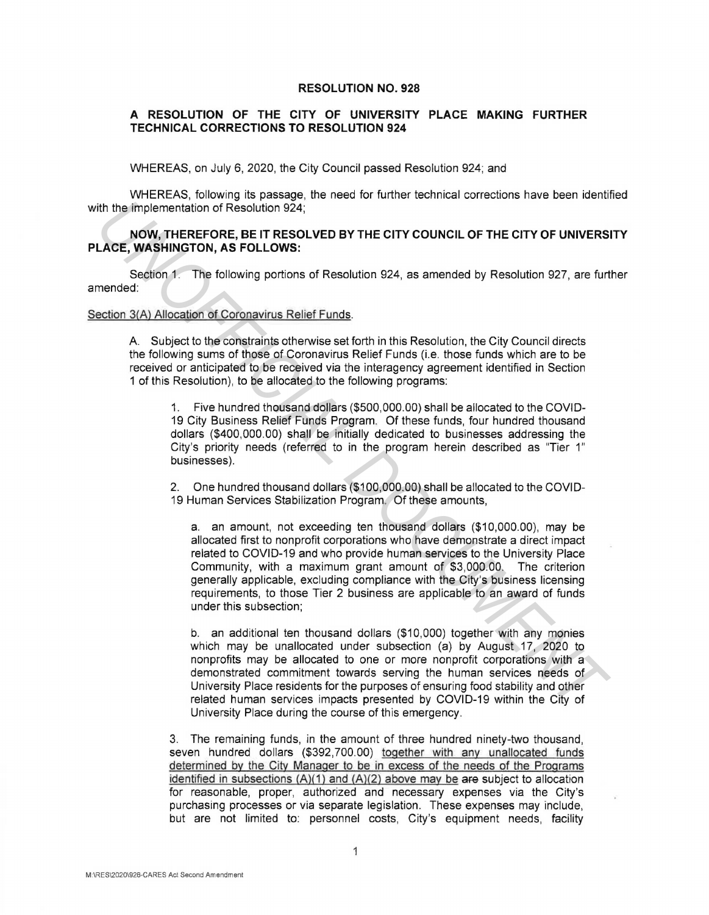**RESOLUTION NO. 928**

**A RESOLUTION OF THE CITY OF UNIVERSITY PLACE MAKING FURTHER TECHNICAL CORRECTIONS TO RESOLUTION 924**

WHEREAS, on July 6, 2020, the City Council passed Resolution 924; and

WHEREAS, following its passage, the need for further technical corrections have been identified with the implementation of Resolution 924;

**NOW, THEREFORE, BE IT RESOLVED BY THE CITY COUNCIL OF THE CITY OF UNIVERSITY PLACE, WASHINGTON, AS FOLLOWS:**

Section 1. The following portions of Resolution 924, as amended by Resolution 927, are further amended:

<u>Section 3(A) Allocation of Coronavirus Relief Funds</u>.

A. Subject to the constraints otherwise set forth in this Resolution, the City Council directs the following sums of those of Coronavirus Relief Funds (i.e. those funds which are to be received or anticipated to be received via the interagency agreement identified in Section 1 of this Resolution), to be allocated to the following programs:

1. Five hundred thousand dollars ($500,000.00) shall be allocated to the COVID-19 City Business Relief Funds Program. Of these funds, four hundred thousand dollars ($400,000.00) shall be initially dedicated to businesses addressing the City's priority needs (referred to in the program herein described as "Tier 1" businesses).

2. One hundred thousand dollars ($100,000.00) shall be allocated to the COVID-19 Human Services Stabilization Program. Of these amounts,

a. an amount, not exceeding ten thousand dollars ($10,000.00), may be allocated first to nonprofit corporations who have demonstrate a direct impact related to COVID-19 and who provide human services to the University Place Community, with a maximum grant amount of $3,000.00. The criterion generally applicable, excluding compliance with the City's business licensing requirements, to those Tier 2 business are applicable to an award of funds under this subsection;

b. an additional ten thousand dollars ($10,000) together with any monies which may be unallocated under subsection (a) by August 17, 2020 to nonprofits may be allocated to one or more nonprofit corporations with a demonstrated commitment towards serving the human services needs of University Place residents for the purposes of ensuring food stability and other related human services impacts presented by COVID-19 within the City of University Place during the course of this emergency.

3. The remaining funds, in the amount of three hundred ninety-two thousand, seven hundred dollars ($392,700.00) <u>together with any unallocated funds determined by the City Manager to be in excess of the needs of the Programs identified in subsections (A)(1) and (A)(2) above may be</u> ~~are~~ subject to allocation for reasonable, proper, authorized and necessary expenses via the City's purchasing processes or via separate legislation. These expenses may include, but are not limited to: personnel costs, City's equipment needs, facility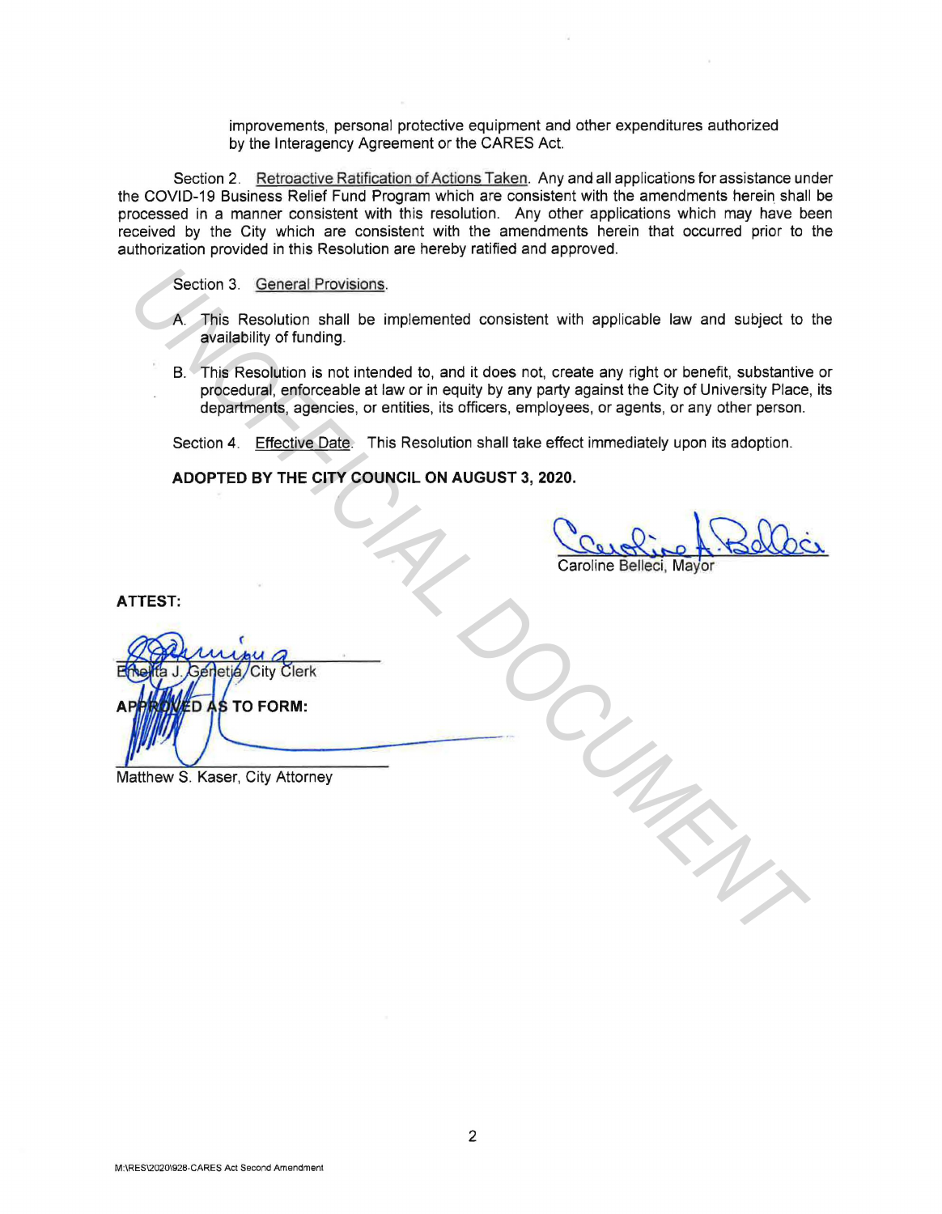improvements, personal protective equipment and other expenditures authorized by the Interagency Agreement or the CARES Act.

Section 2. Retroactive Ratification of Actions Taken. Any and all applications for assistance under the COVID-19 Business Relief Fund Program which are consistent with the amendments herein shall be processed in a manner consistent with this resolution. Any other applications which may have been received by the City which are consistent with the amendments herein that occurred prior to the authorization provided in this Resolution are hereby ratified and approved.

Section 3. General Provisions.

A. This Resolution shall be implemented consistent with applicable law and subject to the availability of funding.

B. This Resolution is not intended to, and it does not, create any right or benefit, substantive or procedural, enforceable at law or in equity by any party against the City of University Place, its departments, agencies, or entities, its officers, employees, or agents, or any other person.

Section 4. Effective Date. This Resolution shall take effect immediately upon its adoption.

**ADOPTED BY THE CITY COUNCIL ON AUGUST 3, 2020.**

Caroline Belleci, Mayor

**ATTEST:**

Emelita J. Genetia, City Clerk

**APPROVED AS TO FORM:**

Matthew S. Kaser, City Attorney

M:\RES\2020\928-CARES Act Second Amendment